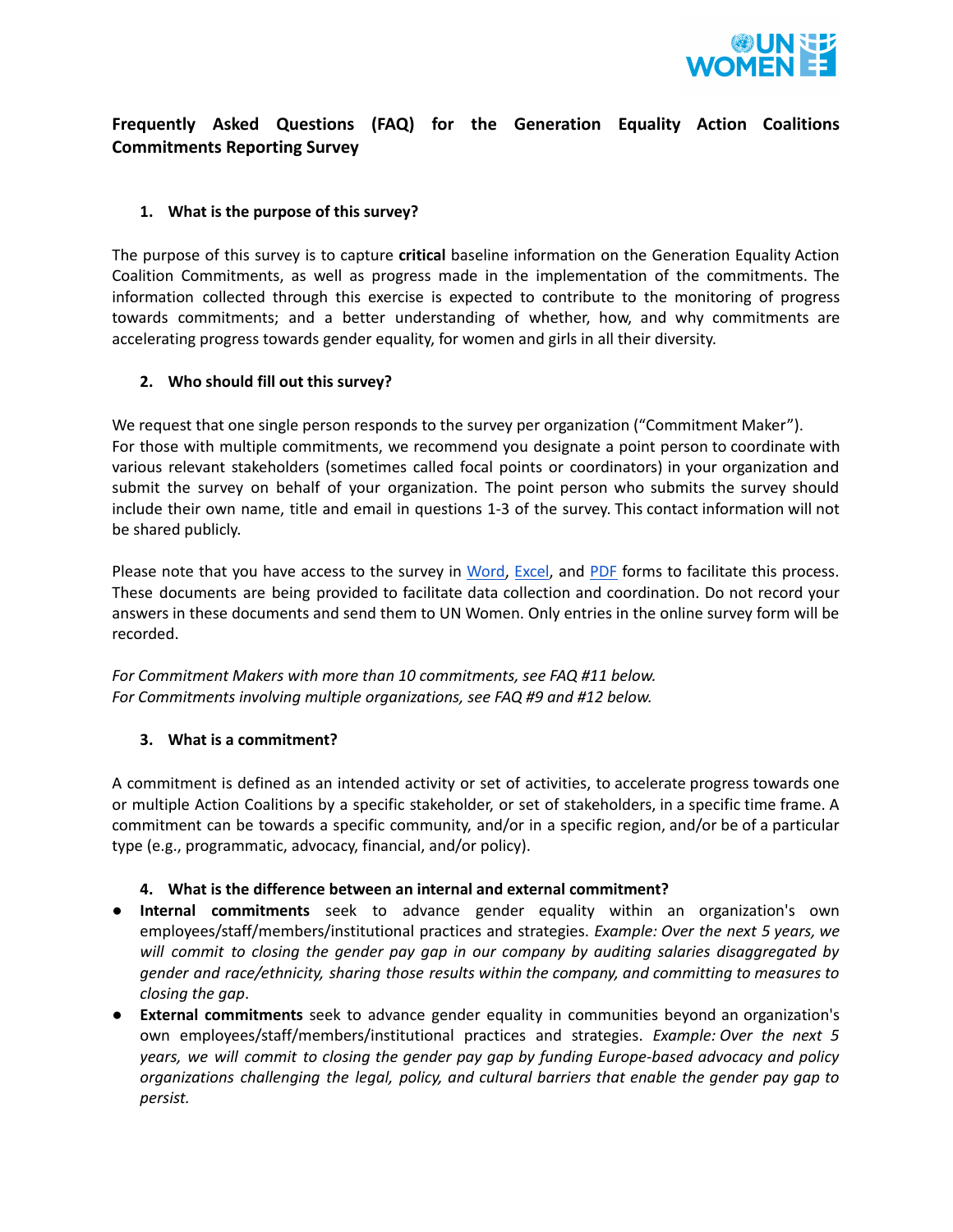# Frequently Asked Questions (FAQ) for the Generation Equality Action Coalitions Commitments Reporting Survey

## 1. What is the purpose of this survey?

The purpose of this survey is to capture **critical** baseline information on the Generation Equality Action Coalition Commitments, as well as progress made in the implementation of the commitments. The information collected through this exercise is expected to contribute to the monitoring of progress towards commitments; and a better understanding of whether, how, and why commitments are accelerating progress towards gender equality, for women and girls in all their diversity.

## 2. Who should fill out this survey?

We request that one single person responds to the survey per organization ("Commitment Maker").
For those with multiple commitments, we recommend you designate a point person to coordinate with various relevant stakeholders (sometimes called focal points or coordinators) in your organization and submit the survey on behalf of your organization. The point person who submits the survey should include their own name, title and email in questions 1-3 of the survey. This contact information will not be shared publicly.

Please note that you have access to the survey in Word, Excel, and PDF forms to facilitate this process. These documents are being provided to facilitate data collection and coordination. Do not record your answers in these documents and send them to UN Women. Only entries in the online survey form will be recorded.

*For Commitment Makers with more than 10 commitments, see FAQ #11 below.*
*For Commitments involving multiple organizations, see FAQ #9 and #12 below.*

## 3. What is a commitment?

A commitment is defined as an intended activity or set of activities, to accelerate progress towards one or multiple Action Coalitions by a specific stakeholder, or set of stakeholders, in a specific time frame. A commitment can be towards a specific community, and/or in a specific region, and/or be of a particular type (e.g., programmatic, advocacy, financial, and/or policy).

## 4. What is the difference between an internal and external commitment?

- **Internal commitments** seek to advance gender equality within an organization's own employees/staff/members/institutional practices and strategies. *Example: Over the next 5 years, we will commit to closing the gender pay gap in our company by auditing salaries disaggregated by gender and race/ethnicity, sharing those results within the company, and committing to measures to closing the gap*.
- **External commitments** seek to advance gender equality in communities beyond an organization's own employees/staff/members/institutional practices and strategies. *Example: Over the next 5 years, we will commit to closing the gender pay gap by funding Europe-based advocacy and policy organizations challenging the legal, policy, and cultural barriers that enable the gender pay gap to persist.*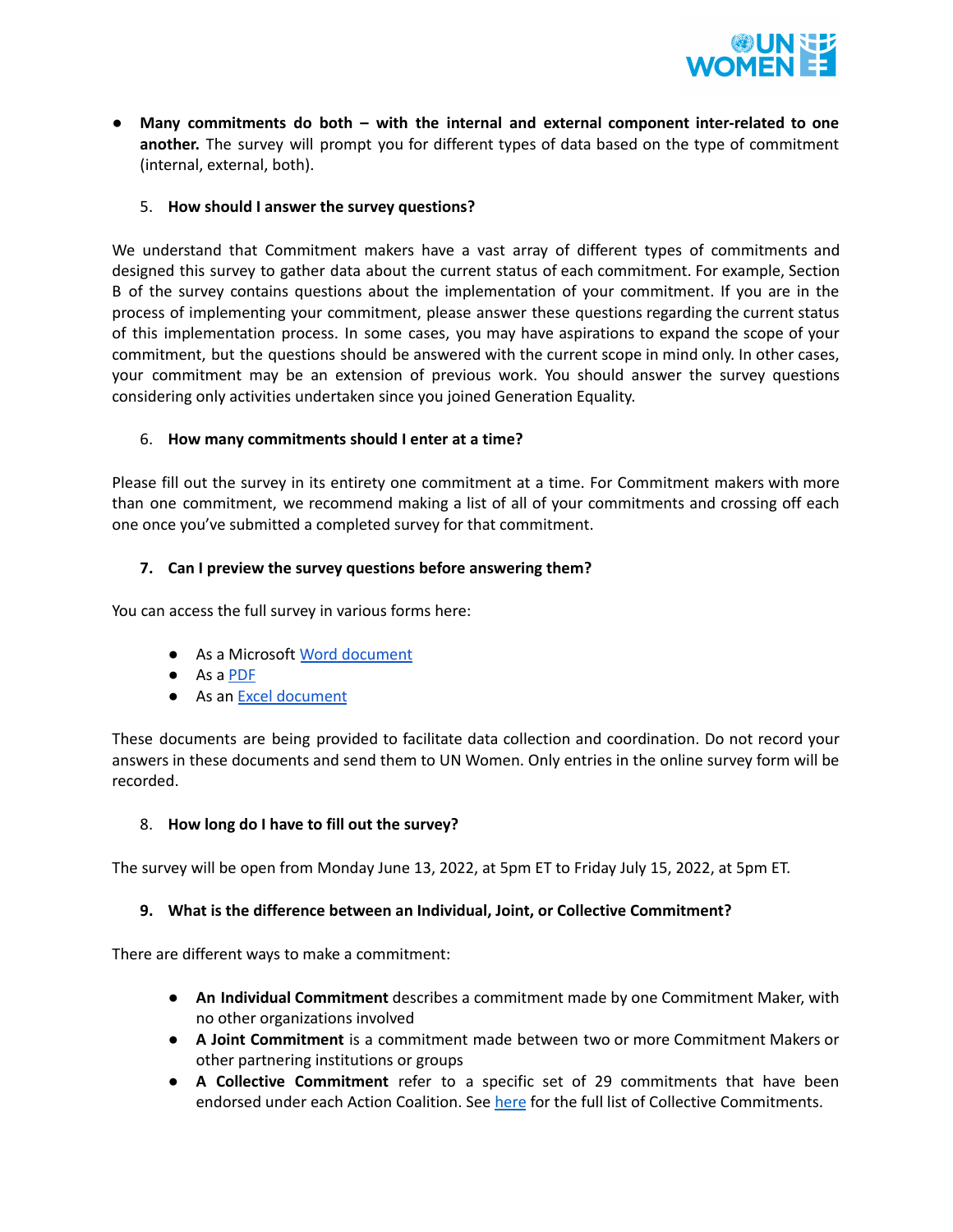- **Many commitments do both – with the internal and external component inter-related to one another.** The survey will prompt you for different types of data based on the type of commitment (internal, external, both).

5. **How should I answer the survey questions?**

We understand that Commitment makers have a vast array of different types of commitments and designed this survey to gather data about the current status of each commitment. For example, Section B of the survey contains questions about the implementation of your commitment. If you are in the process of implementing your commitment, please answer these questions regarding the current status of this implementation process. In some cases, you may have aspirations to expand the scope of your commitment, but the questions should be answered with the current scope in mind only. In other cases, your commitment may be an extension of previous work. You should answer the survey questions considering only activities undertaken since you joined Generation Equality.

6. **How many commitments should I enter at a time?**

Please fill out the survey in its entirety one commitment at a time. For Commitment makers with more than one commitment, we recommend making a list of all of your commitments and crossing off each one once you've submitted a completed survey for that commitment.

7. **Can I preview the survey questions before answering them?**

You can access the full survey in various forms here:

- As a Microsoft Word document
- As a PDF
- As an Excel document

These documents are being provided to facilitate data collection and coordination. Do not record your answers in these documents and send them to UN Women. Only entries in the online survey form will be recorded.

8. **How long do I have to fill out the survey?**

The survey will be open from Monday June 13, 2022, at 5pm ET to Friday July 15, 2022, at 5pm ET.

9. **What is the difference between an Individual, Joint, or Collective Commitment?**

There are different ways to make a commitment:

- **An Individual Commitment** describes a commitment made by one Commitment Maker, with no other organizations involved
- **A Joint Commitment** is a commitment made between two or more Commitment Makers or other partnering institutions or groups
- **A Collective Commitment** refer to a specific set of 29 commitments that have been endorsed under each Action Coalition. See here for the full list of Collective Commitments.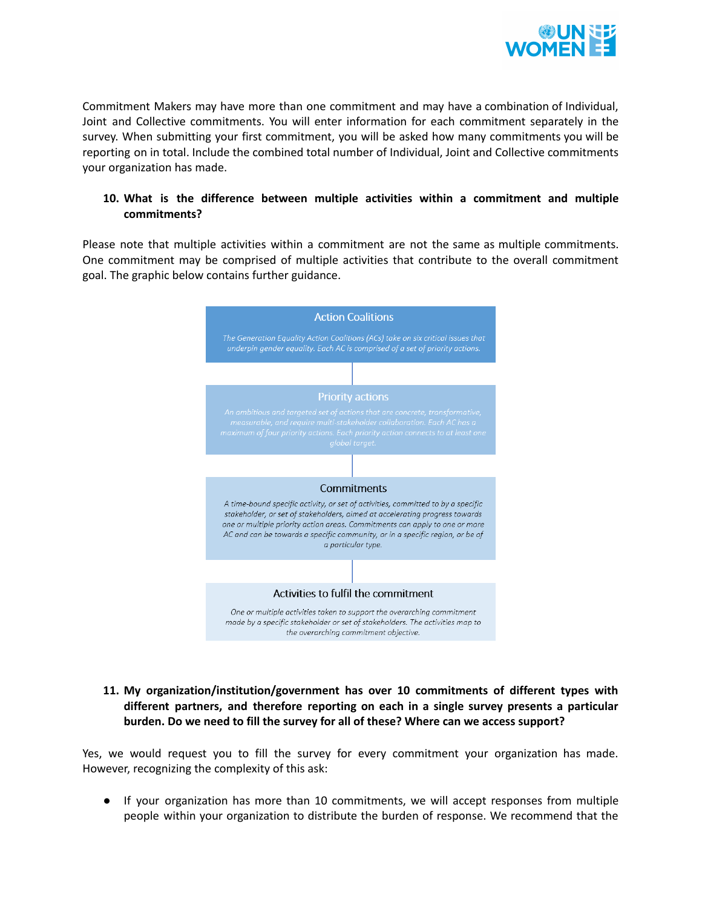Commitment Makers may have more than one commitment and may have a combination of Individual, Joint and Collective commitments. You will enter information for each commitment separately in the survey. When submitting your first commitment, you will be asked how many commitments you will be reporting on in total. Include the combined total number of Individual, Joint and Collective commitments your organization has made.

**10. What is the difference between multiple activities within a commitment and multiple commitments?**

Please note that multiple activities within a commitment are not the same as multiple commitments. One commitment may be comprised of multiple activities that contribute to the overall commitment goal. The graphic below contains further guidance.

**Action Coalitions**

*The Generation Equality Action Coalitions (ACs) take on six critical issues that underpin gender equality. Each AC is comprised of a set of priority actions.*

**Priority actions**

*An ambitious and targeted set of actions that are concrete, transformative, measurable, and require multi-stakeholder collaboration. Each AC has a maximum of four priority actions. Each priority action connects to at least one global target.*

**Commitments**

*A time-bound specific activity, or set of activities, committed to by a specific stakeholder, or set of stakeholders, aimed at accelerating progress towards one or multiple priority action areas. Commitments can apply to one or more AC and can be towards a specific community, or in a specific region, or be of a particular type.*

**Activities to fulfil the commitment**

*One or multiple activities taken to support the overarching commitment made by a specific stakeholder or set of stakeholders. The activities map to the overarching commitment objective.*

**11. My organization/institution/government has over 10 commitments of different types with different partners, and therefore reporting on each in a single survey presents a particular burden. Do we need to fill the survey for all of these? Where can we access support?**

Yes, we would request you to fill the survey for every commitment your organization has made. However, recognizing the complexity of this ask:

- If your organization has more than 10 commitments, we will accept responses from multiple people within your organization to distribute the burden of response. We recommend that the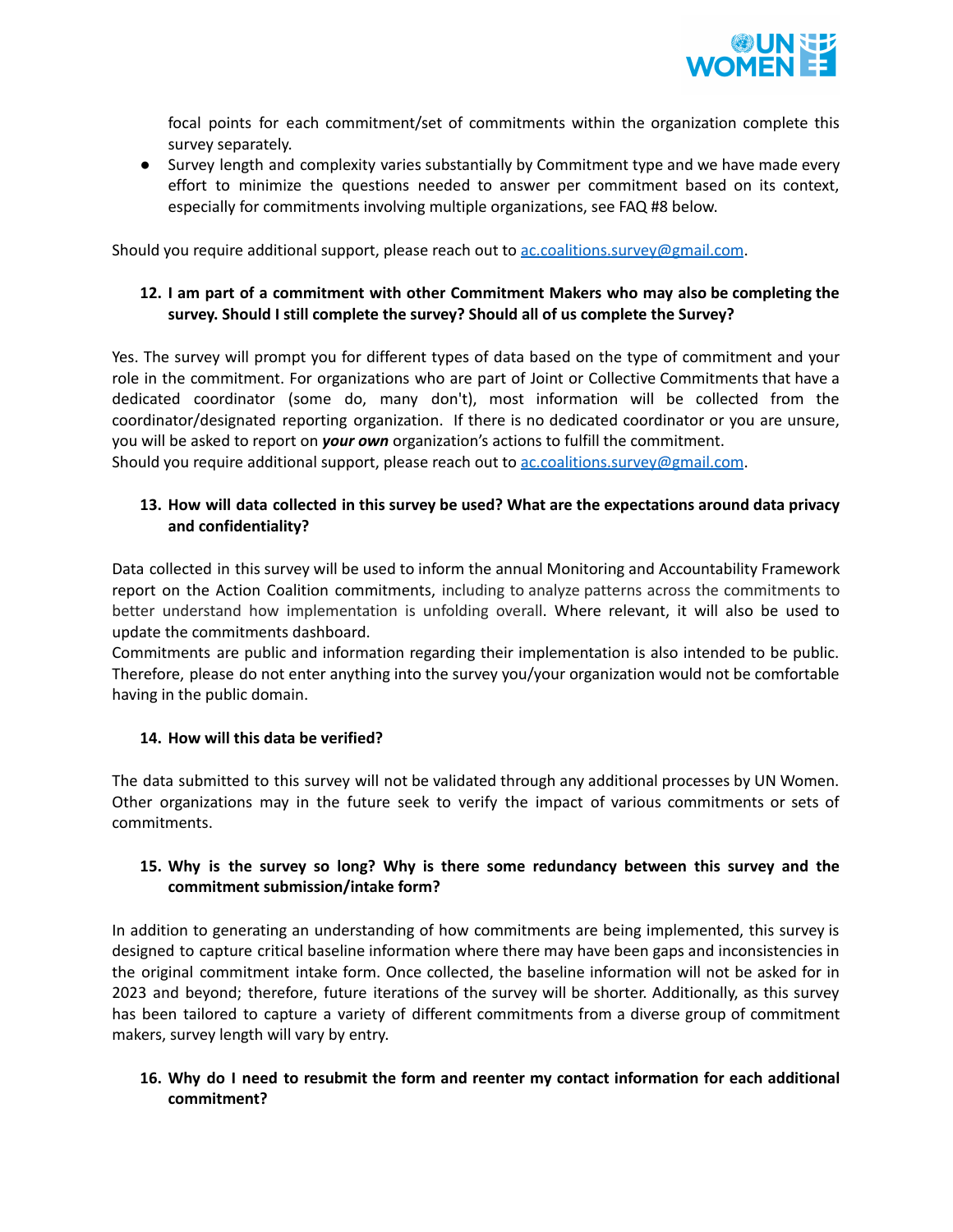focal points for each commitment/set of commitments within the organization complete this survey separately.

- Survey length and complexity varies substantially by Commitment type and we have made every effort to minimize the questions needed to answer per commitment based on its context, especially for commitments involving multiple organizations, see FAQ #8 below.

Should you require additional support, please reach out to [ac.coalitions.survey@gmail.com](mailto:ac.coalitions.survey@gmail.com).

**12. I am part of a commitment with other Commitment Makers who may also be completing the survey. Should I still complete the survey? Should all of us complete the Survey?**

Yes. The survey will prompt you for different types of data based on the type of commitment and your role in the commitment. For organizations who are part of Joint or Collective Commitments that have a dedicated coordinator (some do, many don't), most information will be collected from the coordinator/designated reporting organization. If there is no dedicated coordinator or you are unsure, you will be asked to report on ***your own*** organization's actions to fulfill the commitment.
Should you require additional support, please reach out to [ac.coalitions.survey@gmail.com](mailto:ac.coalitions.survey@gmail.com).

**13. How will data collected in this survey be used? What are the expectations around data privacy and confidentiality?**

Data collected in this survey will be used to inform the annual Monitoring and Accountability Framework report on the Action Coalition commitments, including to analyze patterns across the commitments to better understand how implementation is unfolding overall. Where relevant, it will also be used to update the commitments dashboard.
Commitments are public and information regarding their implementation is also intended to be public. Therefore, please do not enter anything into the survey you/your organization would not be comfortable having in the public domain.

**14. How will this data be verified?**

The data submitted to this survey will not be validated through any additional processes by UN Women. Other organizations may in the future seek to verify the impact of various commitments or sets of commitments.

**15. Why is the survey so long? Why is there some redundancy between this survey and the commitment submission/intake form?**

In addition to generating an understanding of how commitments are being implemented, this survey is designed to capture critical baseline information where there may have been gaps and inconsistencies in the original commitment intake form. Once collected, the baseline information will not be asked for in 2023 and beyond; therefore, future iterations of the survey will be shorter. Additionally, as this survey has been tailored to capture a variety of different commitments from a diverse group of commitment makers, survey length will vary by entry.

**16. Why do I need to resubmit the form and reenter my contact information for each additional commitment?**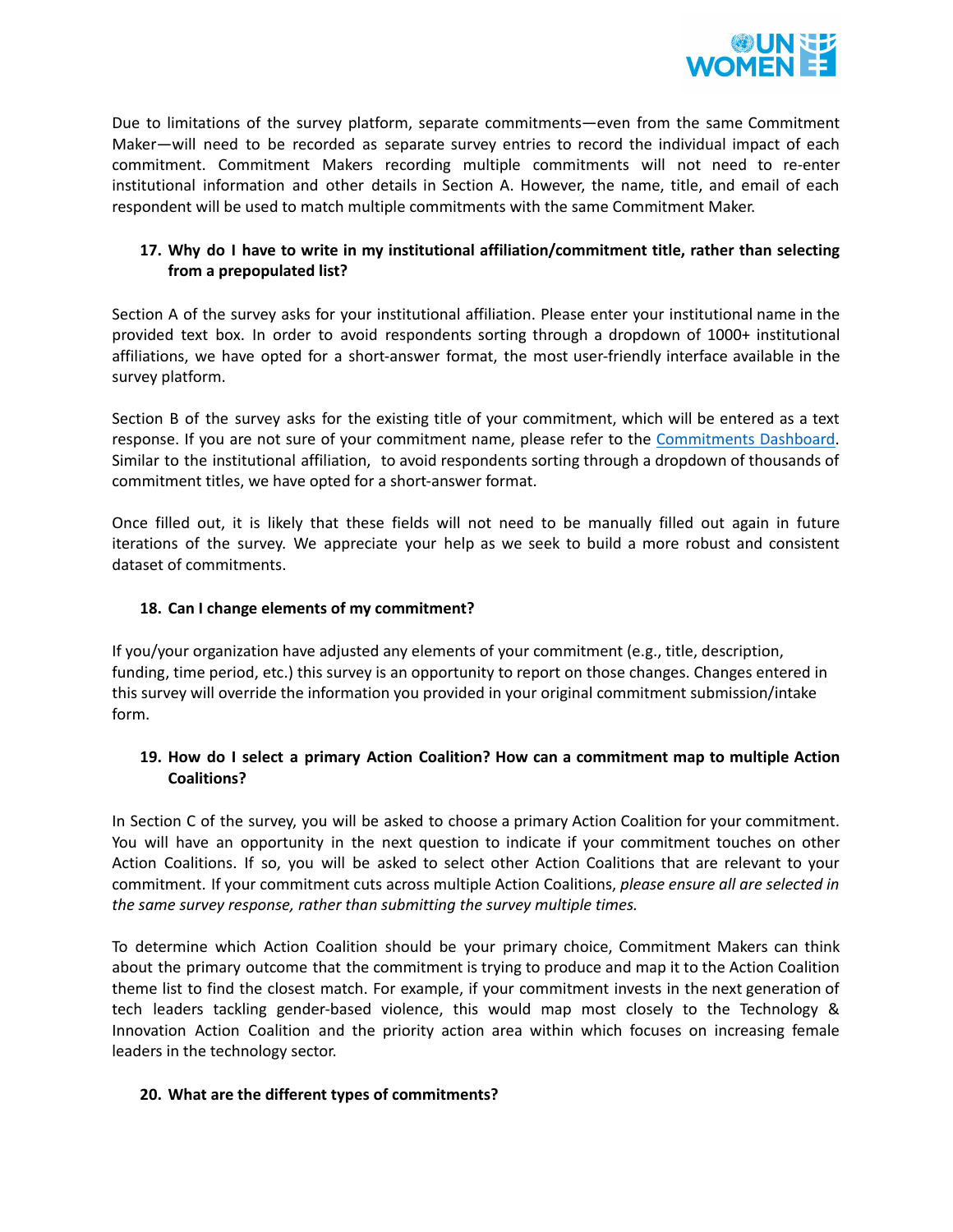Due to limitations of the survey platform, separate commitments—even from the same Commitment Maker—will need to be recorded as separate survey entries to record the individual impact of each commitment. Commitment Makers recording multiple commitments will not need to re-enter institutional information and other details in Section A. However, the name, title, and email of each respondent will be used to match multiple commitments with the same Commitment Maker.

**17. Why do I have to write in my institutional affiliation/commitment title, rather than selecting from a prepopulated list?**

Section A of the survey asks for your institutional affiliation. Please enter your institutional name in the provided text box. In order to avoid respondents sorting through a dropdown of 1000+ institutional affiliations, we have opted for a short-answer format, the most user-friendly interface available in the survey platform.

Section B of the survey asks for the existing title of your commitment, which will be entered as a text response. If you are not sure of your commitment name, please refer to the [Commitments Dashboard](). Similar to the institutional affiliation, to avoid respondents sorting through a dropdown of thousands of commitment titles, we have opted for a short-answer format.

Once filled out, it is likely that these fields will not need to be manually filled out again in future iterations of the survey. We appreciate your help as we seek to build a more robust and consistent dataset of commitments.

**18. Can I change elements of my commitment?**

If you/your organization have adjusted any elements of your commitment (e.g., title, description, funding, time period, etc.) this survey is an opportunity to report on those changes. Changes entered in this survey will override the information you provided in your original commitment submission/intake form.

**19. How do I select a primary Action Coalition? How can a commitment map to multiple Action Coalitions?**

In Section C of the survey, you will be asked to choose a primary Action Coalition for your commitment. You will have an opportunity in the next question to indicate if your commitment touches on other Action Coalitions. If so, you will be asked to select other Action Coalitions that are relevant to your commitment. If your commitment cuts across multiple Action Coalitions, *please ensure all are selected in the same survey response, rather than submitting the survey multiple times.*

To determine which Action Coalition should be your primary choice, Commitment Makers can think about the primary outcome that the commitment is trying to produce and map it to the Action Coalition theme list to find the closest match. For example, if your commitment invests in the next generation of tech leaders tackling gender-based violence, this would map most closely to the Technology & Innovation Action Coalition and the priority action area within which focuses on increasing female leaders in the technology sector.

**20. What are the different types of commitments?**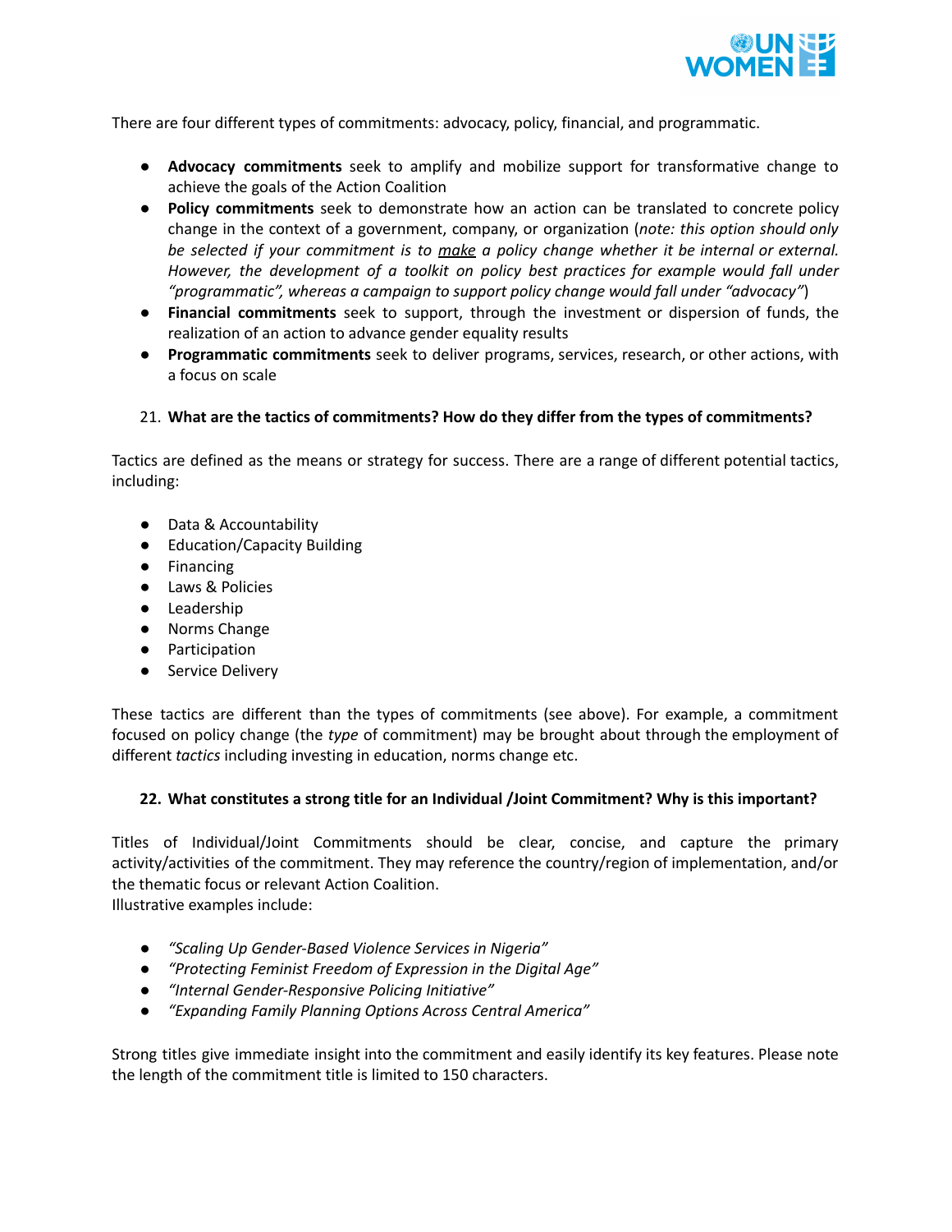There are four different types of commitments: advocacy, policy, financial, and programmatic.

- **Advocacy commitments** seek to amplify and mobilize support for transformative change to achieve the goals of the Action Coalition
- **Policy commitments** seek to demonstrate how an action can be translated to concrete policy change in the context of a government, company, or organization (*note: this option should only be selected if your commitment is to make a policy change whether it be internal or external. However, the development of a toolkit on policy best practices for example would fall under "programmatic", whereas a campaign to support policy change would fall under "advocacy"*)
- **Financial commitments** seek to support, through the investment or dispersion of funds, the realization of an action to advance gender equality results
- **Programmatic commitments** seek to deliver programs, services, research, or other actions, with a focus on scale

21. **What are the tactics of commitments? How do they differ from the types of commitments?**

Tactics are defined as the means or strategy for success. There are a range of different potential tactics, including:

- Data & Accountability
- Education/Capacity Building
- Financing
- Laws & Policies
- Leadership
- Norms Change
- Participation
- Service Delivery

These tactics are different than the types of commitments (see above). For example, a commitment focused on policy change (the *type* of commitment) may be brought about through the employment of different *tactics* including investing in education, norms change etc.

22. **What constitutes a strong title for an Individual /Joint Commitment? Why is this important?**

Titles of Individual/Joint Commitments should be clear, concise, and capture the primary activity/activities of the commitment. They may reference the country/region of implementation, and/or the thematic focus or relevant Action Coalition.
Illustrative examples include:

- *"Scaling Up Gender-Based Violence Services in Nigeria"*
- *"Protecting Feminist Freedom of Expression in the Digital Age"*
- *"Internal Gender-Responsive Policing Initiative"*
- *"Expanding Family Planning Options Across Central America"*

Strong titles give immediate insight into the commitment and easily identify its key features. Please note the length of the commitment title is limited to 150 characters.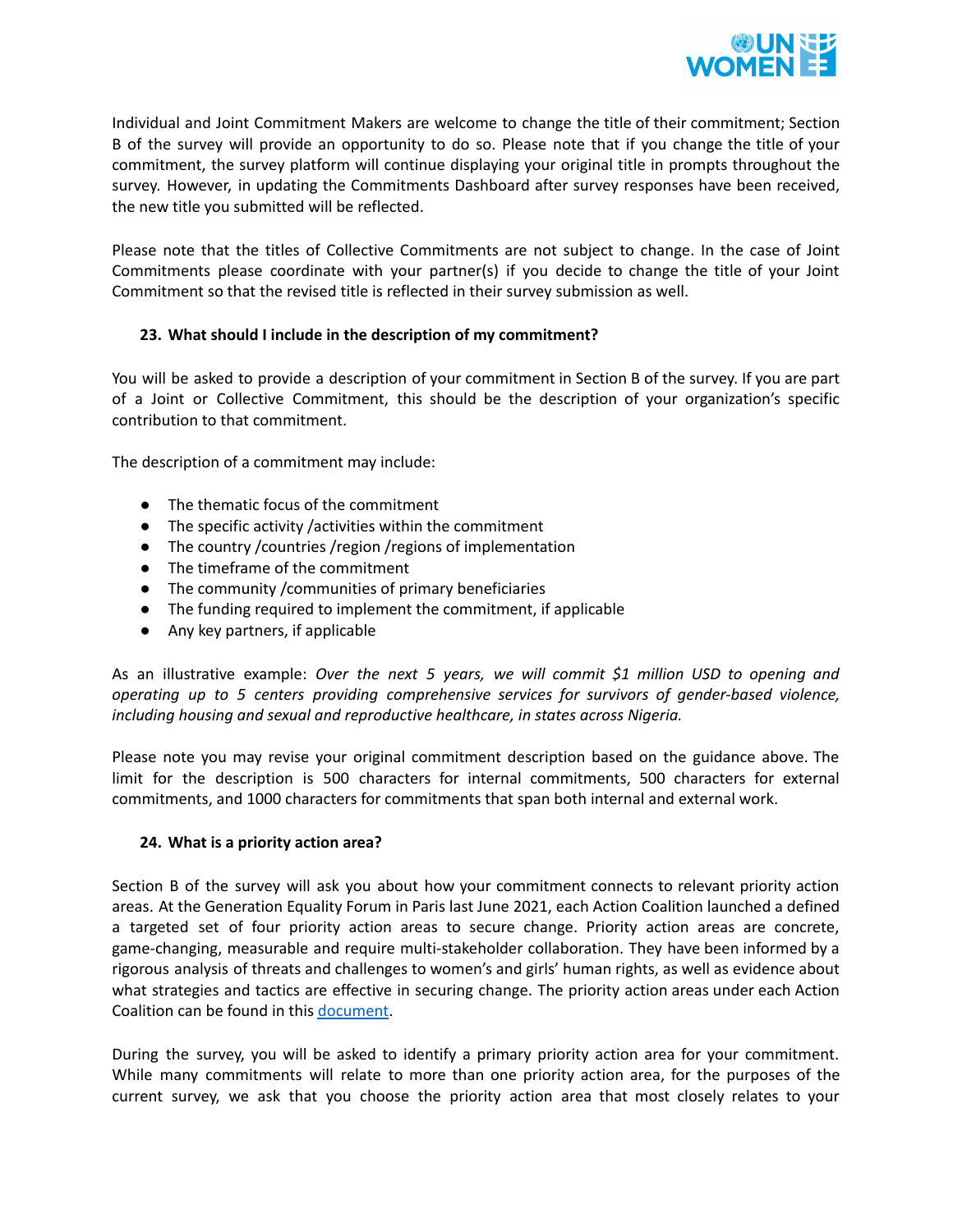Individual and Joint Commitment Makers are welcome to change the title of their commitment; Section B of the survey will provide an opportunity to do so. Please note that if you change the title of your commitment, the survey platform will continue displaying your original title in prompts throughout the survey. However, in updating the Commitments Dashboard after survey responses have been received, the new title you submitted will be reflected.

Please note that the titles of Collective Commitments are not subject to change. In the case of Joint Commitments please coordinate with your partner(s) if you decide to change the title of your Joint Commitment so that the revised title is reflected in their survey submission as well.

### 23. What should I include in the description of my commitment?

You will be asked to provide a description of your commitment in Section B of the survey. If you are part of a Joint or Collective Commitment, this should be the description of your organization's specific contribution to that commitment.

The description of a commitment may include:

- The thematic focus of the commitment
- The specific activity /activities within the commitment
- The country /countries /region /regions of implementation
- The timeframe of the commitment
- The community /communities of primary beneficiaries
- The funding required to implement the commitment, if applicable
- Any key partners, if applicable

As an illustrative example: *Over the next 5 years, we will commit $1 million USD to opening and operating up to 5 centers providing comprehensive services for survivors of gender-based violence, including housing and sexual and reproductive healthcare, in states across Nigeria.*

Please note you may revise your original commitment description based on the guidance above. The limit for the description is 500 characters for internal commitments, 500 characters for external commitments, and 1000 characters for commitments that span both internal and external work.

### 24. What is a priority action area?

Section B of the survey will ask you about how your commitment connects to relevant priority action areas. At the Generation Equality Forum in Paris last June 2021, each Action Coalition launched a defined a targeted set of four priority action areas to secure change. Priority action areas are concrete, game-changing, measurable and require multi-stakeholder collaboration. They have been informed by a rigorous analysis of threats and challenges to women's and girls' human rights, as well as evidence about what strategies and tactics are effective in securing change. The priority action areas under each Action Coalition can be found in this [document](#).

During the survey, you will be asked to identify a primary priority action area for your commitment. While many commitments will relate to more than one priority action area, for the purposes of the current survey, we ask that you choose the priority action area that most closely relates to your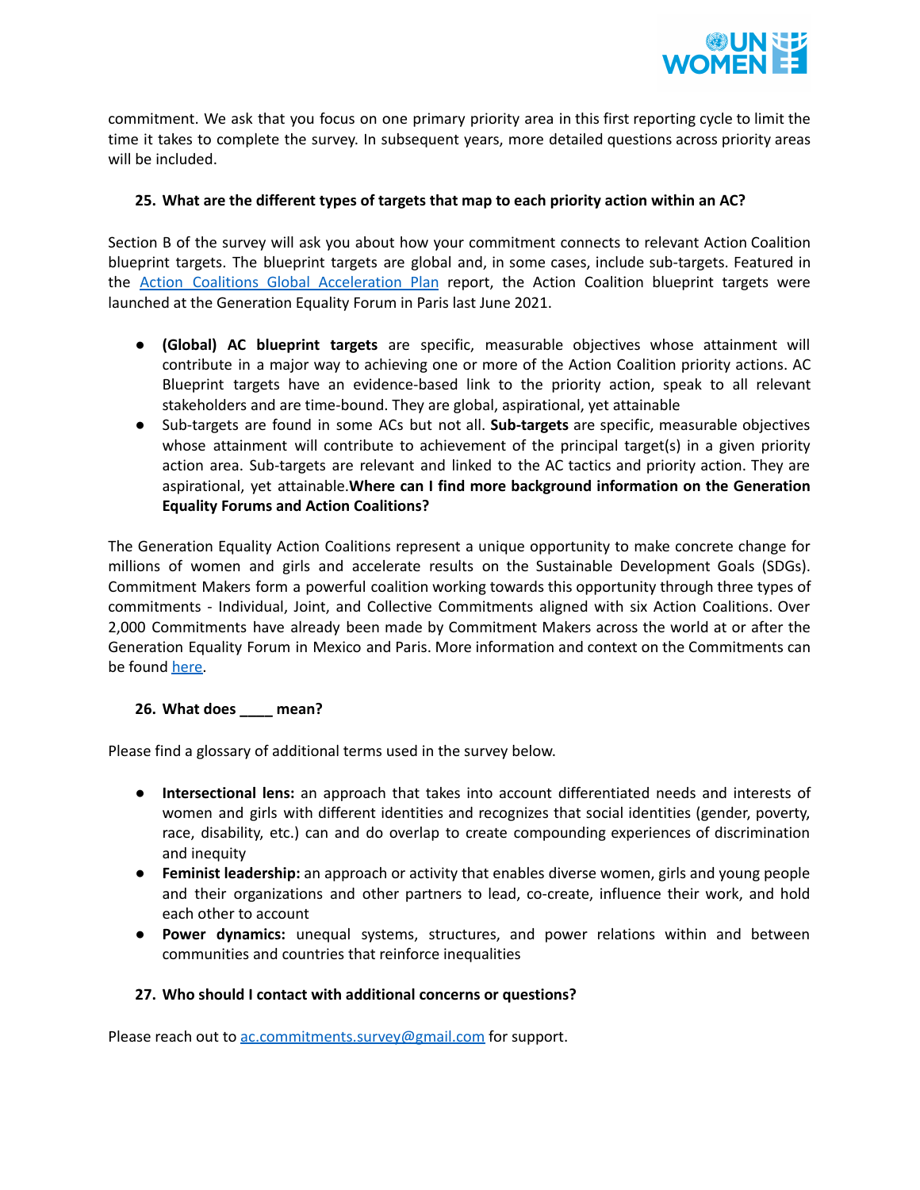commitment. We ask that you focus on one primary priority area in this first reporting cycle to limit the time it takes to complete the survey. In subsequent years, more detailed questions across priority areas will be included.

**25. What are the different types of targets that map to each priority action within an AC?**

Section B of the survey will ask you about how your commitment connects to relevant Action Coalition blueprint targets. The blueprint targets are global and, in some cases, include sub-targets. Featured in the Action Coalitions Global Acceleration Plan report, the Action Coalition blueprint targets were launched at the Generation Equality Forum in Paris last June 2021.

- **(Global) AC blueprint targets** are specific, measurable objectives whose attainment will contribute in a major way to achieving one or more of the Action Coalition priority actions. AC Blueprint targets have an evidence-based link to the priority action, speak to all relevant stakeholders and are time-bound. They are global, aspirational, yet attainable
- Sub-targets are found in some ACs but not all. **Sub-targets** are specific, measurable objectives whose attainment will contribute to achievement of the principal target(s) in a given priority action area. Sub-targets are relevant and linked to the AC tactics and priority action. They are aspirational, yet attainable.**Where can I find more background information on the Generation Equality Forums and Action Coalitions?**

The Generation Equality Action Coalitions represent a unique opportunity to make concrete change for millions of women and girls and accelerate results on the Sustainable Development Goals (SDGs). Commitment Makers form a powerful coalition working towards this opportunity through three types of commitments - Individual, Joint, and Collective Commitments aligned with six Action Coalitions. Over 2,000 Commitments have already been made by Commitment Makers across the world at or after the Generation Equality Forum in Mexico and Paris. More information and context on the Commitments can be found here.

**26. What does ____ mean?**

Please find a glossary of additional terms used in the survey below.

- **Intersectional lens:** an approach that takes into account differentiated needs and interests of women and girls with different identities and recognizes that social identities (gender, poverty, race, disability, etc.) can and do overlap to create compounding experiences of discrimination and inequity
- **Feminist leadership:** an approach or activity that enables diverse women, girls and young people and their organizations and other partners to lead, co-create, influence their work, and hold each other to account
- **Power dynamics:** unequal systems, structures, and power relations within and between communities and countries that reinforce inequalities

**27. Who should I contact with additional concerns or questions?**

Please reach out to ac.commitments.survey@gmail.com for support.